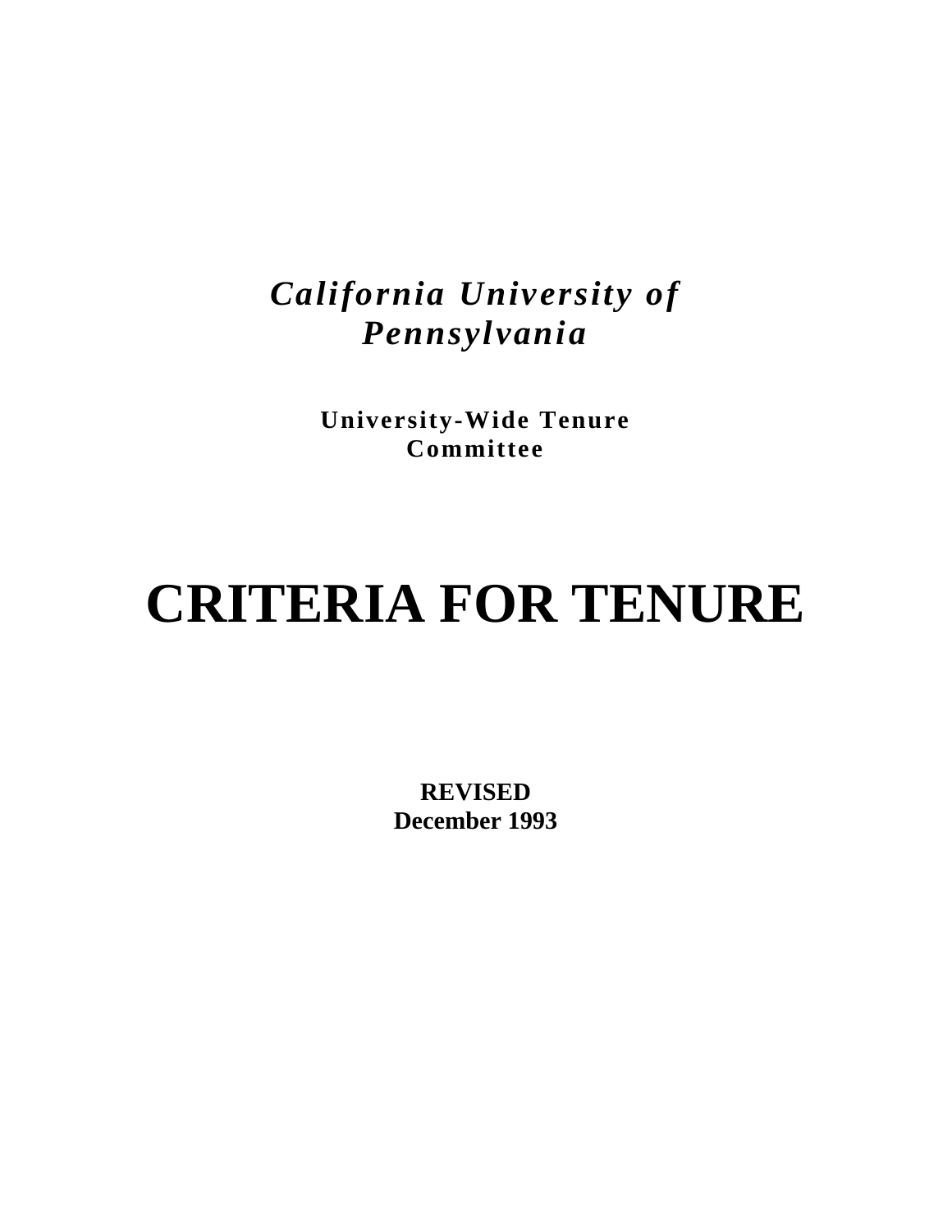***California University of Pennsylvania***

**University-Wide Tenure Committee**

# CRITERIA FOR TENURE

**REVISED**
**December 1993**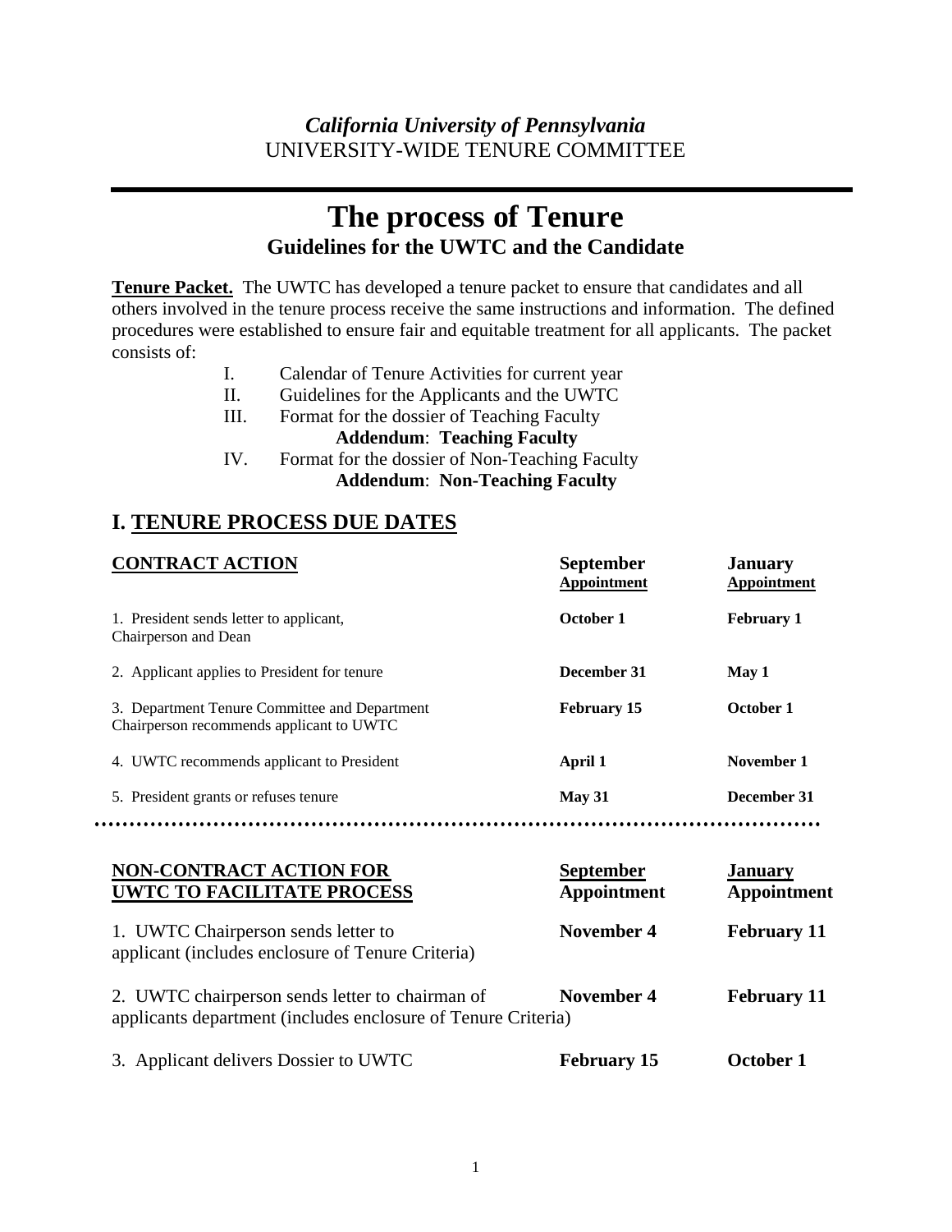*California University of Pennsylvania*
UNIVERSITY-WIDE TENURE COMMITTEE

# The process of Tenure

## Guidelines for the UWTC and the Candidate

**Tenure Packet.** The UWTC has developed a tenure packet to ensure that candidates and all others involved in the tenure process receive the same instructions and information. The defined procedures were established to ensure fair and equitable treatment for all applicants. The packet consists of:

- I. Calendar of Tenure Activities for current year
- II. Guidelines for the Applicants and the UWTC
- III. Format for the dossier of Teaching Faculty
  - **Addendum**: **Teaching Faculty**
- IV. Format for the dossier of Non-Teaching Faculty
  - **Addendum**: **Non-Teaching Faculty**

## I. TENURE PROCESS DUE DATES

| **CONTRACT ACTION** | **September Appointment** | **January Appointment** |
|---|---|---|
| 1. President sends letter to applicant, Chairperson and Dean | **October 1** | **February 1** |
| 2. Applicant applies to President for tenure | **December 31** | **May 1** |
| 3. Department Tenure Committee and Department Chairperson recommends applicant to UWTC | **February 15** | **October 1** |
| 4. UWTC recommends applicant to President | **April 1** | **November 1** |
| 5. President grants or refuses tenure | **May 31** | **December 31** |

| **NON-CONTRACT ACTION FOR UWTC TO FACILITATE PROCESS** | **September Appointment** | **January Appointment** |
|---|---|---|
| 1. UWTC Chairperson sends letter to applicant (includes enclosure of Tenure Criteria) | **November 4** | **February 11** |
| 2. UWTC chairperson sends letter to chairman of applicants department (includes enclosure of Tenure Criteria) | **November 4** | **February 11** |
| 3. Applicant delivers Dossier to UWTC | **February 15** | **October 1** |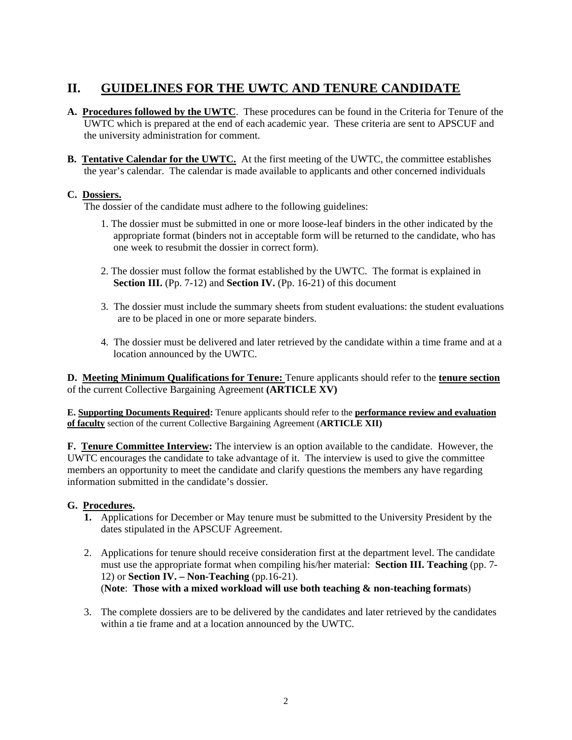## II. GUIDELINES FOR THE UWTC AND TENURE CANDIDATE

**A. Procedures followed by the UWTC**. These procedures can be found in the Criteria for Tenure of the UWTC which is prepared at the end of each academic year. These criteria are sent to APSCUF and the university administration for comment.

**B. Tentative Calendar for the UWTC.** At the first meeting of the UWTC, the committee establishes the year's calendar. The calendar is made available to applicants and other concerned individuals

**C. Dossiers.**

The dossier of the candidate must adhere to the following guidelines:

1. The dossier must be submitted in one or more loose-leaf binders in the other indicated by the appropriate format (binders not in acceptable form will be returned to the candidate, who has one week to resubmit the dossier in correct form).

2. The dossier must follow the format established by the UWTC. The format is explained in **Section III.** (Pp. 7-12) and **Section IV.** (Pp. 16-21) of this document

3. The dossier must include the summary sheets from student evaluations: the student evaluations are to be placed in one or more separate binders.

4. The dossier must be delivered and later retrieved by the candidate within a time frame and at a location announced by the UWTC.

**D. Meeting Minimum Qualifications for Tenure:** Tenure applicants should refer to the **tenure section** of the current Collective Bargaining Agreement **(ARTICLE XV)**

**E. Supporting Documents Required:** Tenure applicants should refer to the **performance review and evaluation of faculty** section of the current Collective Bargaining Agreement (**ARTICLE XII)**

**F. Tenure Committee Interview:** The interview is an option available to the candidate. However, the UWTC encourages the candidate to take advantage of it. The interview is used to give the committee members an opportunity to meet the candidate and clarify questions the members any have regarding information submitted in the candidate's dossier.

**G. Procedures.**

1. Applications for December or May tenure must be submitted to the University President by the dates stipulated in the APSCUF Agreement.

2. Applications for tenure should receive consideration first at the department level. The candidate must use the appropriate format when compiling his/her material: **Section III. Teaching** (pp. 7-12) or **Section IV. – Non-Teaching** (pp.16-21).
   (**Note**: **Those with a mixed workload will use both teaching & non-teaching formats**)

3. The complete dossiers are to be delivered by the candidates and later retrieved by the candidates within a tie frame and at a location announced by the UWTC.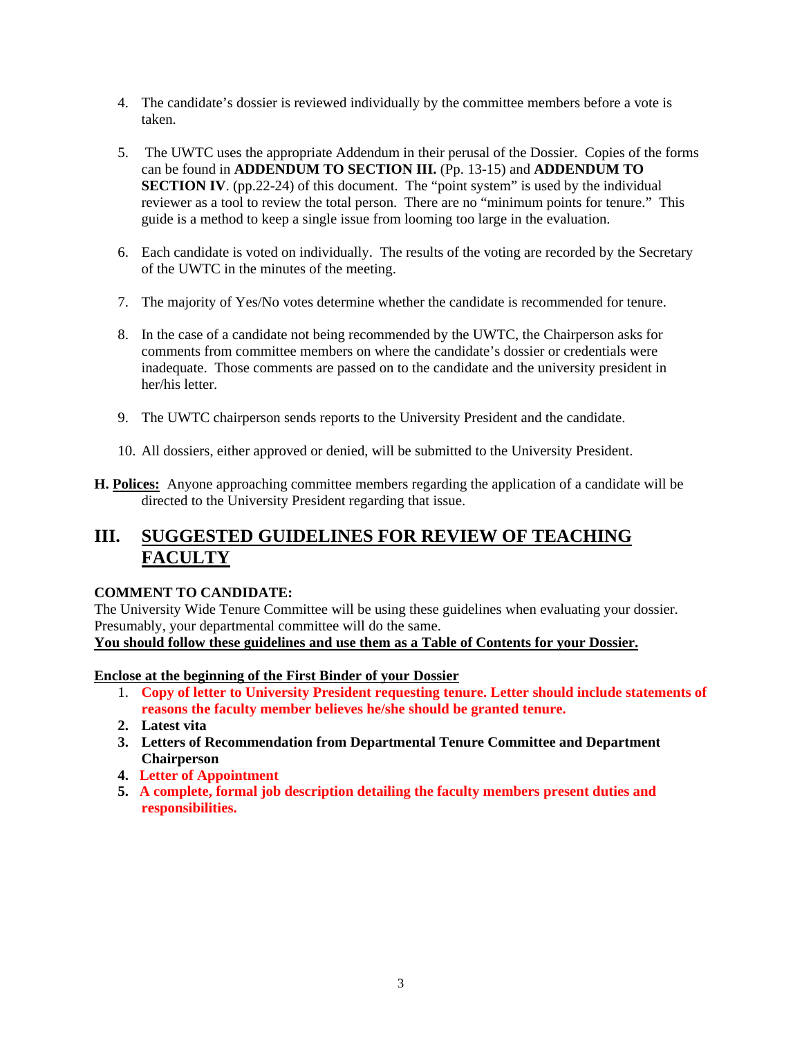4. The candidate's dossier is reviewed individually by the committee members before a vote is taken.

5. The UWTC uses the appropriate Addendum in their perusal of the Dossier. Copies of the forms can be found in **ADDENDUM TO SECTION III.** (Pp. 13-15) and **ADDENDUM TO SECTION IV**. (pp.22-24) of this document. The "point system" is used by the individual reviewer as a tool to review the total person. There are no "minimum points for tenure." This guide is a method to keep a single issue from looming too large in the evaluation.

6. Each candidate is voted on individually. The results of the voting are recorded by the Secretary of the UWTC in the minutes of the meeting.

7. The majority of Yes/No votes determine whether the candidate is recommended for tenure.

8. In the case of a candidate not being recommended by the UWTC, the Chairperson asks for comments from committee members on where the candidate's dossier or credentials were inadequate. Those comments are passed on to the candidate and the university president in her/his letter.

9. The UWTC chairperson sends reports to the University President and the candidate.

10. All dossiers, either approved or denied, will be submitted to the University President.

**H. Polices:** Anyone approaching committee members regarding the application of a candidate will be directed to the University President regarding that issue.

## III. SUGGESTED GUIDELINES FOR REVIEW OF TEACHING FACULTY

**COMMENT TO CANDIDATE:**

The University Wide Tenure Committee will be using these guidelines when evaluating your dossier. Presumably, your departmental committee will do the same.

**You should follow these guidelines and use them as a Table of Contents for your Dossier.**

**Enclose at the beginning of the First Binder of your Dossier**

1. **Copy of letter to University President requesting tenure. Letter should include statements of reasons the faculty member believes he/she should be granted tenure.**
2. **Latest vita**
3. **Letters of Recommendation from Departmental Tenure Committee and Department Chairperson**
4. **Letter of Appointment**
5. **A complete, formal job description detailing the faculty members present duties and responsibilities.**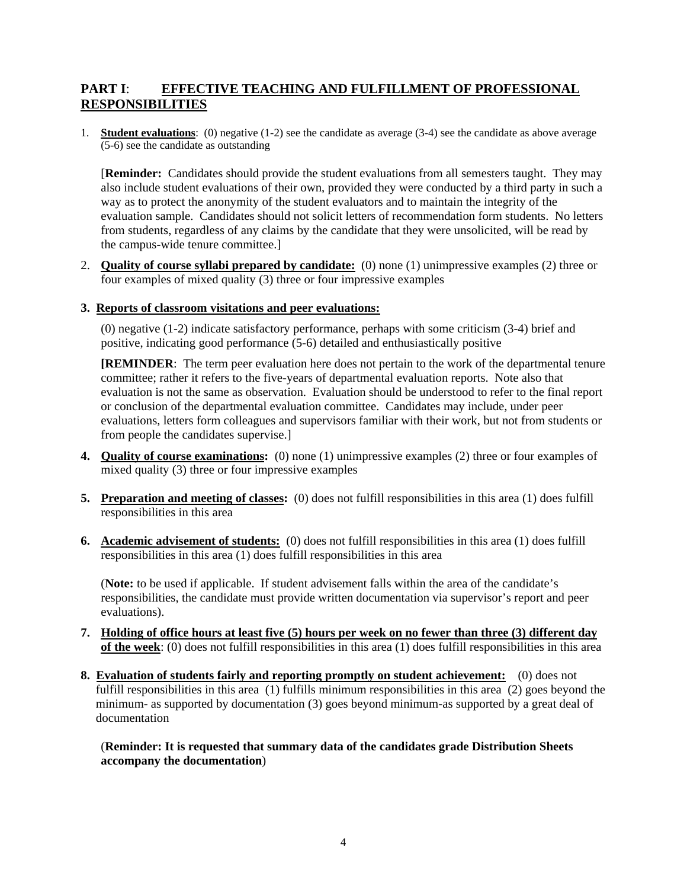## PART I: EFFECTIVE TEACHING AND FULFILLMENT OF PROFESSIONAL RESPONSIBILITIES

1. **Student evaluations**: (0) negative (1-2) see the candidate as average (3-4) see the candidate as above average (5-6) see the candidate as outstanding

   [**Reminder:** Candidates should provide the student evaluations from all semesters taught. They may also include student evaluations of their own, provided they were conducted by a third party in such a way as to protect the anonymity of the student evaluators and to maintain the integrity of the evaluation sample. Candidates should not solicit letters of recommendation form students. No letters from students, regardless of any claims by the candidate that they were unsolicited, will be read by the campus-wide tenure committee.]

2. **Quality of course syllabi prepared by candidate:** (0) none (1) unimpressive examples (2) three or four examples of mixed quality (3) three or four impressive examples

3. **Reports of classroom visitations and peer evaluations:**

   (0) negative (1-2) indicate satisfactory performance, perhaps with some criticism (3-4) brief and positive, indicating good performance (5-6) detailed and enthusiastically positive

   **[REMINDER**: The term peer evaluation here does not pertain to the work of the departmental tenure committee; rather it refers to the five-years of departmental evaluation reports. Note also that evaluation is not the same as observation. Evaluation should be understood to refer to the final report or conclusion of the departmental evaluation committee. Candidates may include, under peer evaluations, letters form colleagues and supervisors familiar with their work, but not from students or from people the candidates supervise.]

4. **Quality of course examinations:** (0) none (1) unimpressive examples (2) three or four examples of mixed quality (3) three or four impressive examples

5. **Preparation and meeting of classes:** (0) does not fulfill responsibilities in this area (1) does fulfill responsibilities in this area

6. **Academic advisement of students:** (0) does not fulfill responsibilities in this area (1) does fulfill responsibilities in this area (1) does fulfill responsibilities in this area

   (**Note:** to be used if applicable. If student advisement falls within the area of the candidate's responsibilities, the candidate must provide written documentation via supervisor's report and peer evaluations).

7. **Holding of office hours at least five (5) hours per week on no fewer than three (3) different day of the week**: (0) does not fulfill responsibilities in this area (1) does fulfill responsibilities in this area

8. **Evaluation of students fairly and reporting promptly on student achievement:** (0) does not fulfill responsibilities in this area (1) fulfills minimum responsibilities in this area (2) goes beyond the minimum- as supported by documentation (3) goes beyond minimum-as supported by a great deal of documentation

   (**Reminder: It is requested that summary data of the candidates grade Distribution Sheets accompany the documentation**)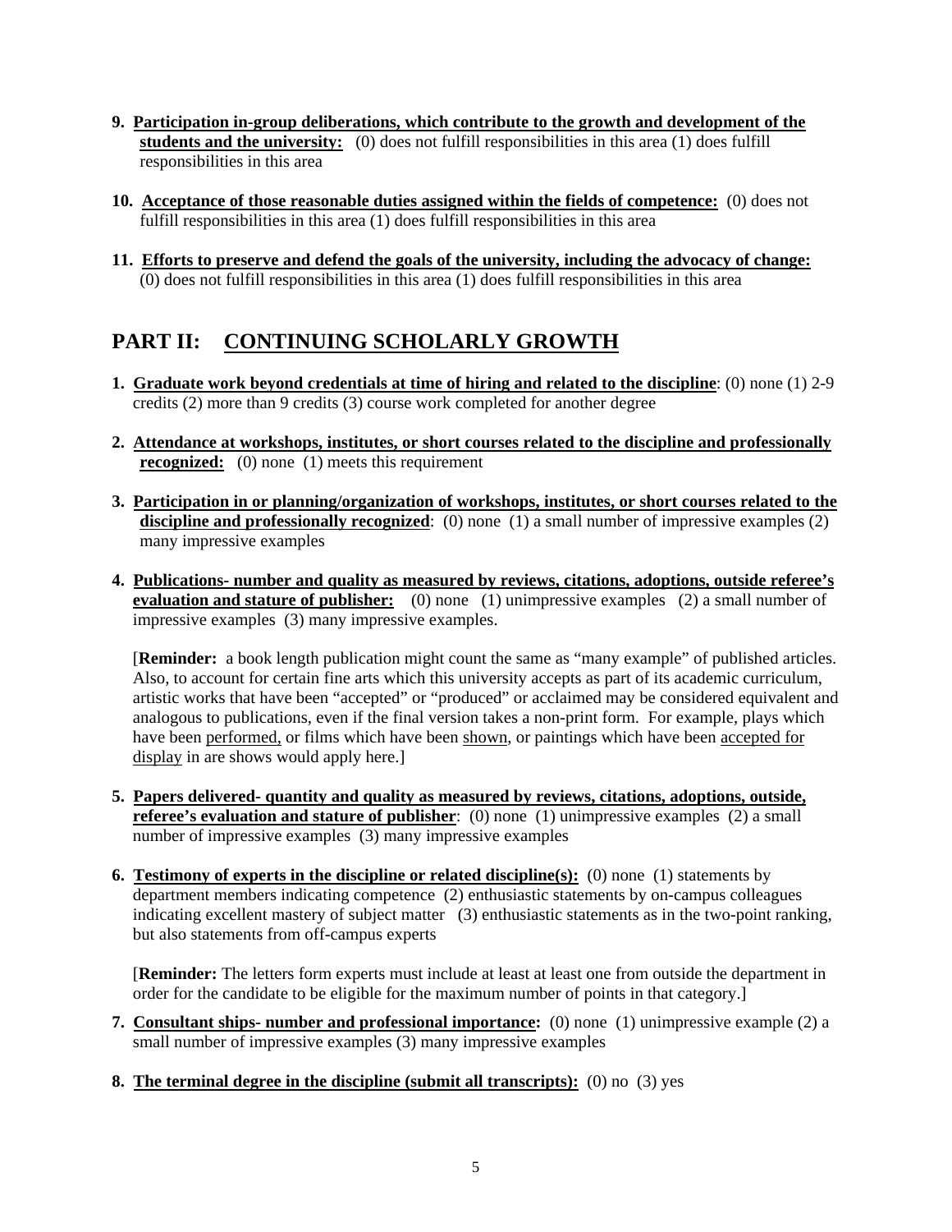9. **<u>Participation in-group deliberations, which contribute to the growth and development of the students and the university:</u>** (0) does not fulfill responsibilities in this area (1) does fulfill responsibilities in this area

10. **<u>Acceptance of those reasonable duties assigned within the fields of competence:</u>** (0) does not fulfill responsibilities in this area (1) does fulfill responsibilities in this area

11. **<u>Efforts to preserve and defend the goals of the university, including the advocacy of change:</u>** (0) does not fulfill responsibilities in this area (1) does fulfill responsibilities in this area

## PART II: <u>CONTINUING SCHOLARLY GROWTH</u>

1. **<u>Graduate work beyond credentials at time of hiring and related to the discipline</u>**: (0) none (1) 2-9 credits (2) more than 9 credits (3) course work completed for another degree

2. **<u>Attendance at workshops, institutes, or short courses related to the discipline and professionally recognized:</u>** (0) none (1) meets this requirement

3. **<u>Participation in or planning/organization of workshops, institutes, or short courses related to the discipline and professionally recognized</u>**: (0) none (1) a small number of impressive examples (2) many impressive examples

4. **<u>Publications- number and quality as measured by reviews, citations, adoptions, outside referee's evaluation and stature of publisher:</u>** (0) none (1) unimpressive examples (2) a small number of impressive examples (3) many impressive examples.

   [**Reminder:** a book length publication might count the same as "many example" of published articles. Also, to account for certain fine arts which this university accepts as part of its academic curriculum, artistic works that have been "accepted" or "produced" or acclaimed may be considered equivalent and analogous to publications, even if the final version takes a non-print form. For example, plays which have been <u>performed,</u> or films which have been <u>shown</u>, or paintings which have been <u>accepted for display</u> in are shows would apply here.]

5. **<u>Papers delivered- quantity and quality as measured by reviews, citations, adoptions, outside, referee's evaluation and stature of publisher</u>**: (0) none (1) unimpressive examples (2) a small number of impressive examples (3) many impressive examples

6. **<u>Testimony of experts in the discipline or related discipline(s):</u>** (0) none (1) statements by department members indicating competence (2) enthusiastic statements by on-campus colleagues indicating excellent mastery of subject matter (3) enthusiastic statements as in the two-point ranking, but also statements from off-campus experts

   [**Reminder:** The letters form experts must include at least at least one from outside the department in order for the candidate to be eligible for the maximum number of points in that category.]

7. **<u>Consultant ships- number and professional importance</u>:** (0) none (1) unimpressive example (2) a small number of impressive examples (3) many impressive examples

8. **<u>The terminal degree in the discipline (submit all transcripts):</u>** (0) no (3) yes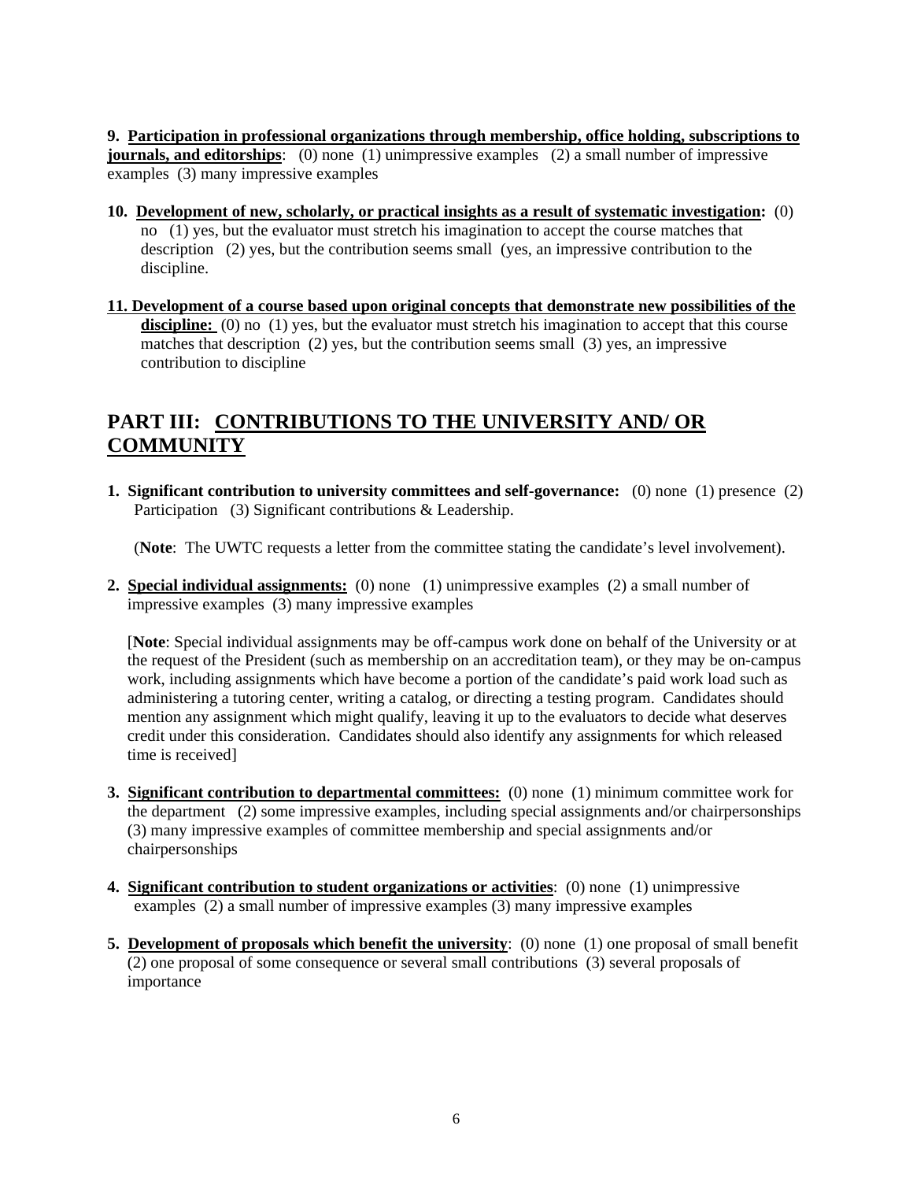**9. Participation in professional organizations through membership, office holding, subscriptions to journals, and editorships**: (0) none (1) unimpressive examples (2) a small number of impressive examples (3) many impressive examples

**10. Development of new, scholarly, or practical insights as a result of systematic investigation:** (0) no (1) yes, but the evaluator must stretch his imagination to accept the course matches that description (2) yes, but the contribution seems small (yes, an impressive contribution to the discipline.

**11. Development of a course based upon original concepts that demonstrate new possibilities of the discipline:** (0) no (1) yes, but the evaluator must stretch his imagination to accept that this course matches that description (2) yes, but the contribution seems small (3) yes, an impressive contribution to discipline

## PART III: CONTRIBUTIONS TO THE UNIVERSITY AND/ OR COMMUNITY

**1. Significant contribution to university committees and self-governance:** (0) none (1) presence (2) Participation (3) Significant contributions & Leadership.

(**Note**: The UWTC requests a letter from the committee stating the candidate's level involvement).

**2. Special individual assignments:** (0) none (1) unimpressive examples (2) a small number of impressive examples (3) many impressive examples

[**Note**: Special individual assignments may be off-campus work done on behalf of the University or at the request of the President (such as membership on an accreditation team), or they may be on-campus work, including assignments which have become a portion of the candidate's paid work load such as administering a tutoring center, writing a catalog, or directing a testing program. Candidates should mention any assignment which might qualify, leaving it up to the evaluators to decide what deserves credit under this consideration. Candidates should also identify any assignments for which released time is received]

**3. Significant contribution to departmental committees:** (0) none (1) minimum committee work for the department (2) some impressive examples, including special assignments and/or chairpersonships (3) many impressive examples of committee membership and special assignments and/or chairpersonships

**4. Significant contribution to student organizations or activities**: (0) none (1) unimpressive examples (2) a small number of impressive examples (3) many impressive examples

**5. Development of proposals which benefit the university**: (0) none (1) one proposal of small benefit (2) one proposal of some consequence or several small contributions (3) several proposals of importance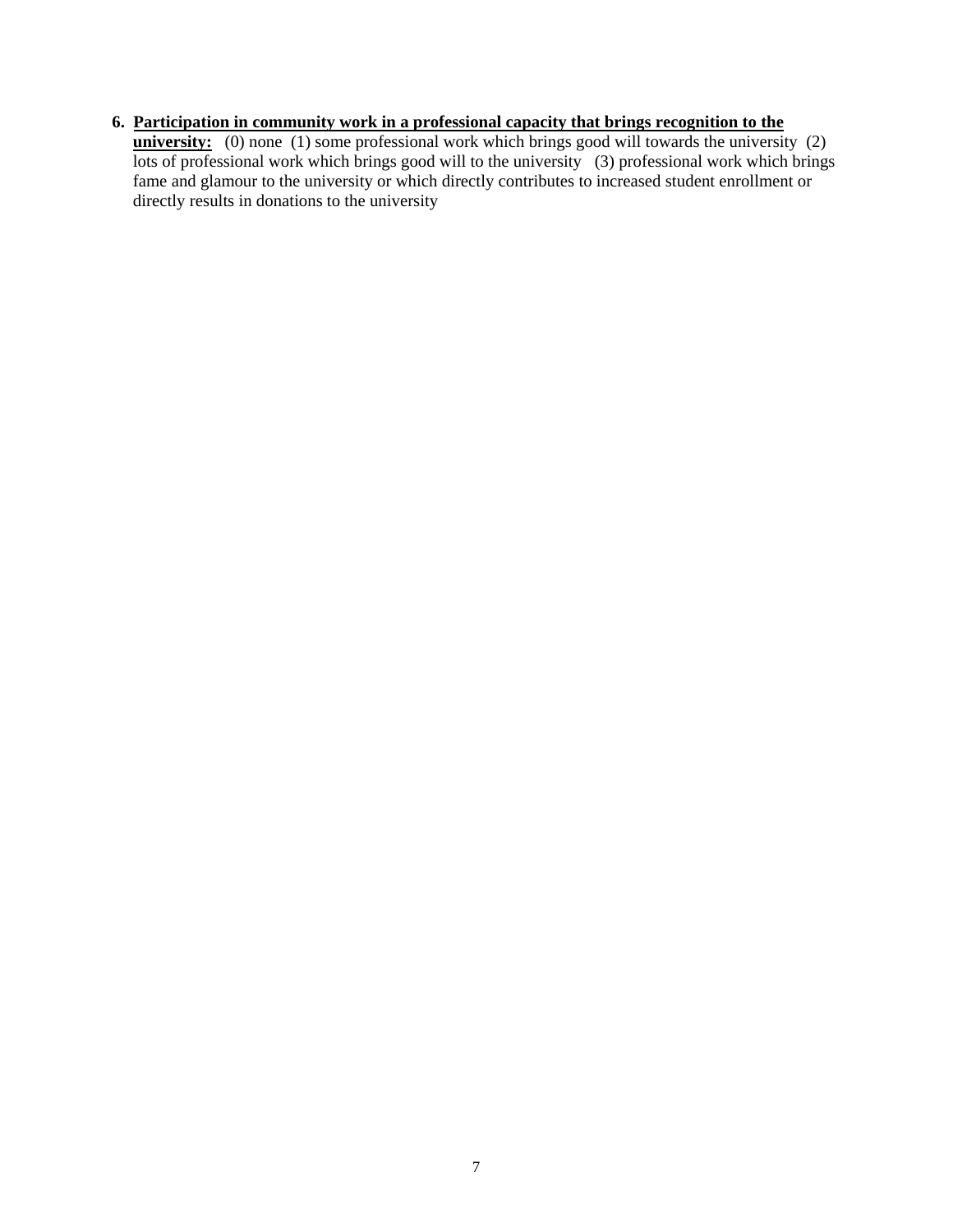6. **<u>Participation in community work in a professional capacity that brings recognition to the university:</u>** (0) none (1) some professional work which brings good will towards the university (2) lots of professional work which brings good will to the university (3) professional work which brings fame and glamour to the university or which directly contributes to increased student enrollment or directly results in donations to the university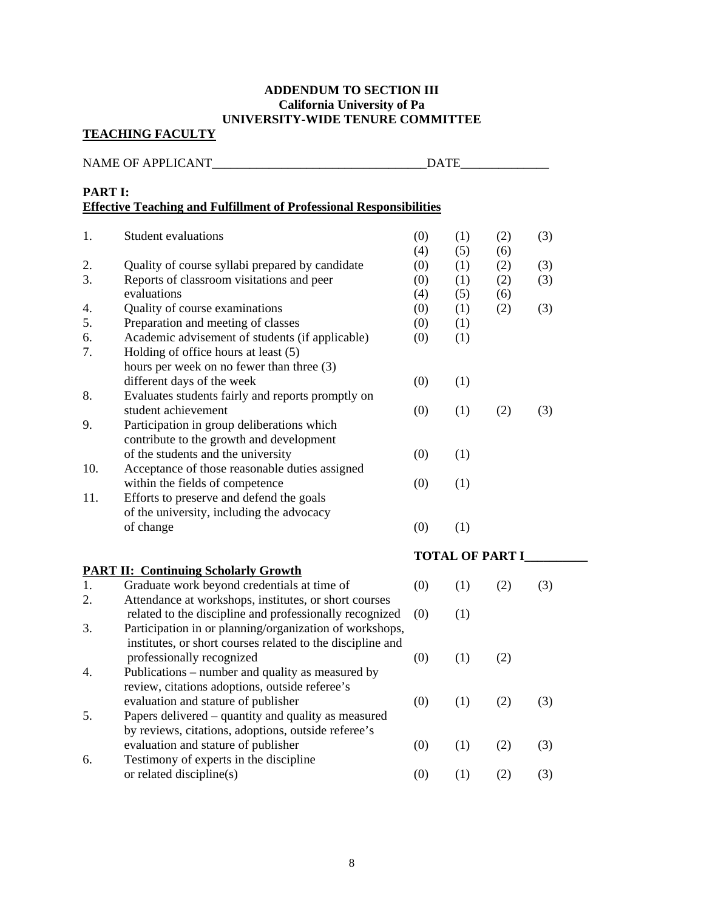**ADDENDUM TO SECTION III**
**California University of Pa**
**UNIVERSITY-WIDE TENURE COMMITTEE**

**TEACHING FACULTY**

NAME OF APPLICANT_________________________________DATE______________

**PART I:**
**Effective Teaching and Fulfillment of Professional Responsibilities**

| | | | | | |
|---|---|---|---|---|---|
| 1. | Student evaluations | (0) (4) | (1) (5) | (2) (6) | (3) |
| 2. | Quality of course syllabi prepared by candidate | (0) | (1) | (2) | (3) |
| 3. | Reports of classroom visitations and peer evaluations | (0) (4) | (1) (5) | (2) (6) | (3) |
| 4. | Quality of course examinations | (0) | (1) | (2) | (3) |
| 5. | Preparation and meeting of classes | (0) | (1) | | |
| 6. | Academic advisement of students (if applicable) | (0) | (1) | | |
| 7. | Holding of office hours at least (5) hours per week on no fewer than three (3) different days of the week | (0) | (1) | | |
| 8. | Evaluates students fairly and reports promptly on student achievement | (0) | (1) | (2) | (3) |
| 9. | Participation in group deliberations which contribute to the growth and development of the students and the university | (0) | (1) | | |
| 10. | Acceptance of those reasonable duties assigned within the fields of competence | (0) | (1) | | |
| 11. | Efforts to preserve and defend the goals of the university, including the advocacy of change | (0) | (1) | | |

**TOTAL OF PART I__________**

**PART II: Continuing Scholarly Growth**

| | | | | | |
|---|---|---|---|---|---|
| 1. | Graduate work beyond credentials at time of | (0) | (1) | (2) | (3) |
| 2. | Attendance at workshops, institutes, or short courses related to the discipline and professionally recognized | (0) | (1) | | |
| 3. | Participation in or planning/organization of workshops, institutes, or short courses related to the discipline and professionally recognized | (0) | (1) | (2) | |
| 4. | Publications – number and quality as measured by review, citations adoptions, outside referee's evaluation and stature of publisher | (0) | (1) | (2) | (3) |
| 5. | Papers delivered – quantity and quality as measured by reviews, citations, adoptions, outside referee's evaluation and stature of publisher | (0) | (1) | (2) | (3) |
| 6. | Testimony of experts in the discipline or related discipline(s) | (0) | (1) | (2) | (3) |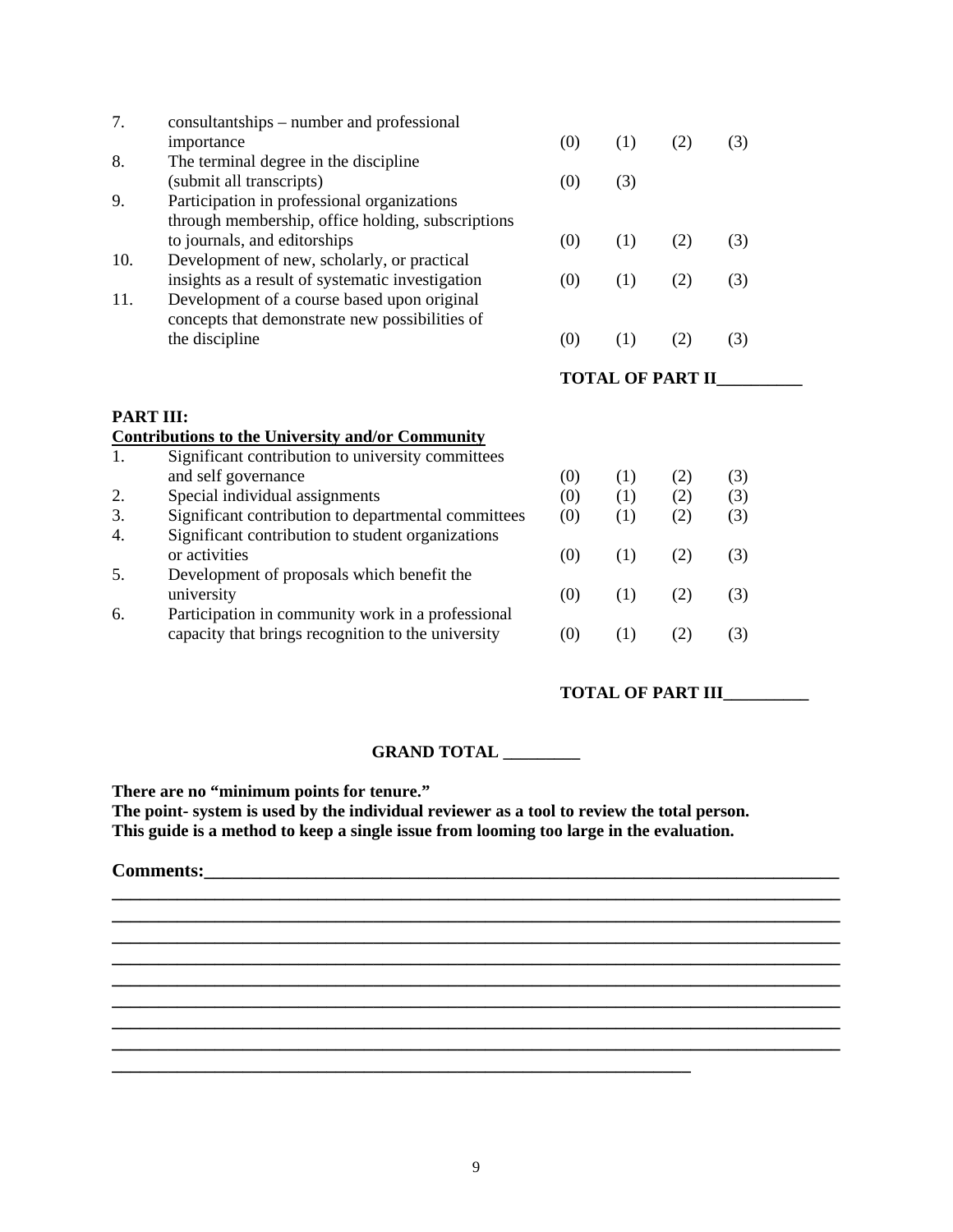| | | | | | |
|---|---|---|---|---|---|
| 7. | consultantships – number and professional importance | (0) | (1) | (2) | (3) |
| 8. | The terminal degree in the discipline (submit all transcripts) | (0) | (3) | | |
| 9. | Participation in professional organizations through membership, office holding, subscriptions to journals, and editorships | (0) | (1) | (2) | (3) |
| 10. | Development of new, scholarly, or practical insights as a result of systematic investigation | (0) | (1) | (2) | (3) |
| 11. | Development of a course based upon original concepts that demonstrate new possibilities of the discipline | (0) | (1) | (2) | (3) |

**TOTAL OF PART II__________**

**PART III:**

**Contributions to the University and/or Community**

| | | | | | |
|---|---|---|---|---|---|
| 1. | Significant contribution to university committees and self governance | (0) | (1) | (2) | (3) |
| 2. | Special individual assignments | (0) | (1) | (2) | (3) |
| 3. | Significant contribution to departmental committees | (0) | (1) | (2) | (3) |
| 4. | Significant contribution to student organizations or activities | (0) | (1) | (2) | (3) |
| 5. | Development of proposals which benefit the university | (0) | (1) | (2) | (3) |
| 6. | Participation in community work in a professional capacity that brings recognition to the university | (0) | (1) | (2) | (3) |

**TOTAL OF PART III__________**

**GRAND TOTAL _________**

**There are no "minimum points for tenure."**
**The point- system is used by the individual reviewer as a tool to review the total person.**
**This guide is a method to keep a single issue from looming too large in the evaluation.**

**Comments:__________________________________________________________________________**
**____________________________________________________________________________________**
**____________________________________________________________________________________**
**____________________________________________________________________________________**
**____________________________________________________________________________________**
**____________________________________________________________________________________**
**____________________________________________________________________________________**
**____________________________________________________________________________________**
**____________________________________________________________________________________**
**_____________________________________________________________________**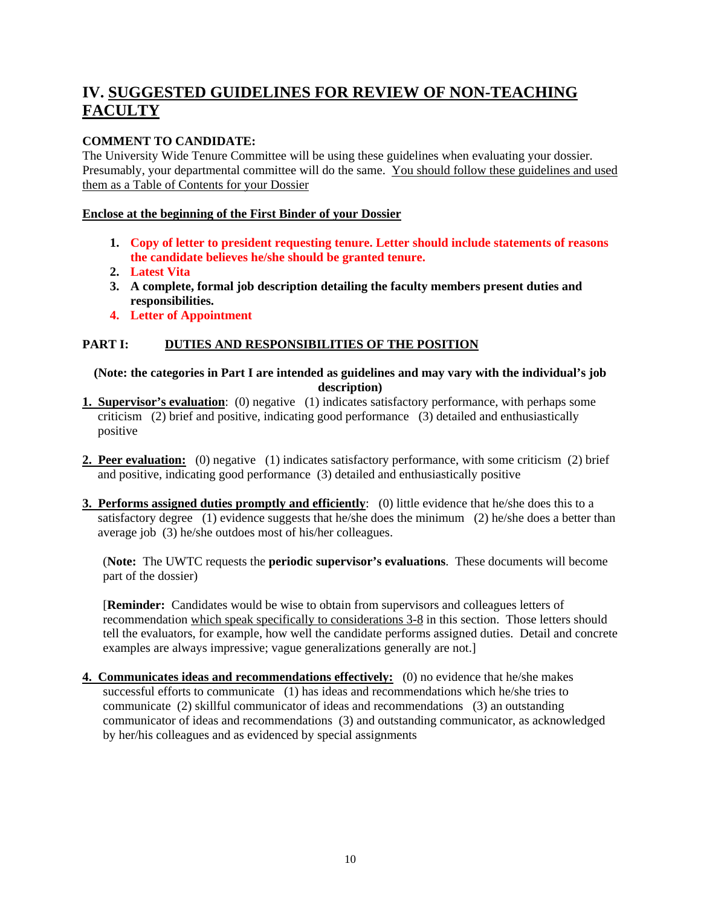# IV. SUGGESTED GUIDELINES FOR REVIEW OF NON-TEACHING FACULTY

**COMMENT TO CANDIDATE:**
The University Wide Tenure Committee will be using these guidelines when evaluating your dossier. Presumably, your departmental committee will do the same. You should follow these guidelines and used them as a Table of Contents for your Dossier

**Enclose at the beginning of the First Binder of your Dossier**

1. **Copy of letter to president requesting tenure. Letter should include statements of reasons the candidate believes he/she should be granted tenure.**
2. **Latest Vita**
3. **A complete, formal job description detailing the faculty members present duties and responsibilities.**
4. **Letter of Appointment**

**PART I: DUTIES AND RESPONSIBILITIES OF THE POSITION**

**(Note: the categories in Part I are intended as guidelines and may vary with the individual's job description)**

**1. Supervisor's evaluation**: (0) negative (1) indicates satisfactory performance, with perhaps some criticism (2) brief and positive, indicating good performance (3) detailed and enthusiastically positive

**2. Peer evaluation:** (0) negative (1) indicates satisfactory performance, with some criticism (2) brief and positive, indicating good performance (3) detailed and enthusiastically positive

**3. Performs assigned duties promptly and efficiently**: (0) little evidence that he/she does this to a satisfactory degree (1) evidence suggests that he/she does the minimum (2) he/she does a better than average job (3) he/she outdoes most of his/her colleagues.

(**Note:** The UWTC requests the **periodic supervisor's evaluations**. These documents will become part of the dossier)

[**Reminder:** Candidates would be wise to obtain from supervisors and colleagues letters of recommendation which speak specifically to considerations 3-8 in this section. Those letters should tell the evaluators, for example, how well the candidate performs assigned duties. Detail and concrete examples are always impressive; vague generalizations generally are not.]

**4. Communicates ideas and recommendations effectively:** (0) no evidence that he/she makes successful efforts to communicate (1) has ideas and recommendations which he/she tries to communicate (2) skillful communicator of ideas and recommendations (3) an outstanding communicator of ideas and recommendations (3) and outstanding communicator, as acknowledged by her/his colleagues and as evidenced by special assignments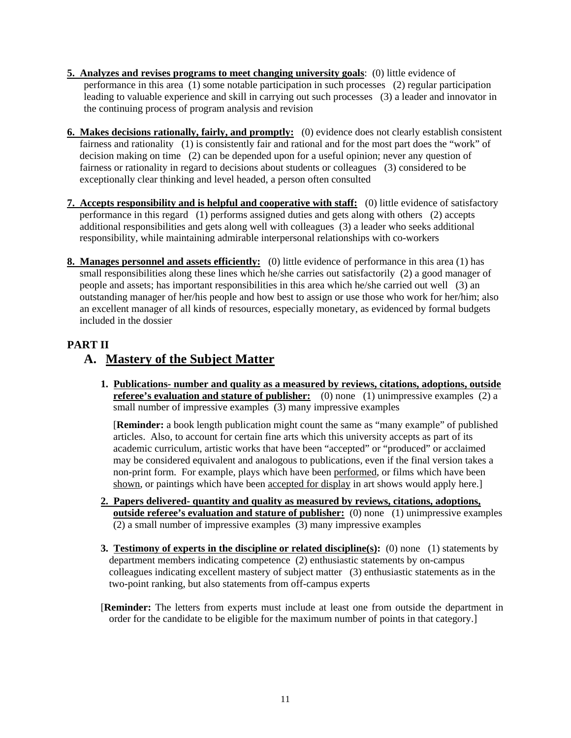**5. Analyzes and revises programs to meet changing university goals**: (0) little evidence of performance in this area (1) some notable participation in such processes (2) regular participation leading to valuable experience and skill in carrying out such processes (3) a leader and innovator in the continuing process of program analysis and revision

**6. Makes decisions rationally, fairly, and promptly:** (0) evidence does not clearly establish consistent fairness and rationality (1) is consistently fair and rational and for the most part does the "work" of decision making on time (2) can be depended upon for a useful opinion; never any question of fairness or rationality in regard to decisions about students or colleagues (3) considered to be exceptionally clear thinking and level headed, a person often consulted

**7. Accepts responsibility and is helpful and cooperative with staff:** (0) little evidence of satisfactory performance in this regard (1) performs assigned duties and gets along with others (2) accepts additional responsibilities and gets along well with colleagues (3) a leader who seeks additional responsibility, while maintaining admirable interpersonal relationships with co-workers

**8. Manages personnel and assets efficiently:** (0) little evidence of performance in this area (1) has small responsibilities along these lines which he/she carries out satisfactorily (2) a good manager of people and assets; has important responsibilities in this area which he/she carried out well (3) an outstanding manager of her/his people and how best to assign or use those who work for her/him; also an excellent manager of all kinds of resources, especially monetary, as evidenced by formal budgets included in the dossier

## PART II

## A. Mastery of the Subject Matter

**1. Publications- number and quality as a measured by reviews, citations, adoptions, outside referee's evaluation and stature of publisher:** (0) none (1) unimpressive examples (2) a small number of impressive examples (3) many impressive examples

[**Reminder:** a book length publication might count the same as "many example" of published articles. Also, to account for certain fine arts which this university accepts as part of its academic curriculum, artistic works that have been "accepted" or "produced" or acclaimed may be considered equivalent and analogous to publications, even if the final version takes a non-print form. For example, plays which have been performed, or films which have been shown, or paintings which have been accepted for display in art shows would apply here.]

**2. Papers delivered- quantity and quality as measured by reviews, citations, adoptions, outside referee's evaluation and stature of publisher:** (0) none (1) unimpressive examples (2) a small number of impressive examples (3) many impressive examples

**3. Testimony of experts in the discipline or related discipline(s):** (0) none (1) statements by department members indicating competence (2) enthusiastic statements by on-campus colleagues indicating excellent mastery of subject matter (3) enthusiastic statements as in the two-point ranking, but also statements from off-campus experts

[**Reminder:** The letters from experts must include at least one from outside the department in order for the candidate to be eligible for the maximum number of points in that category.]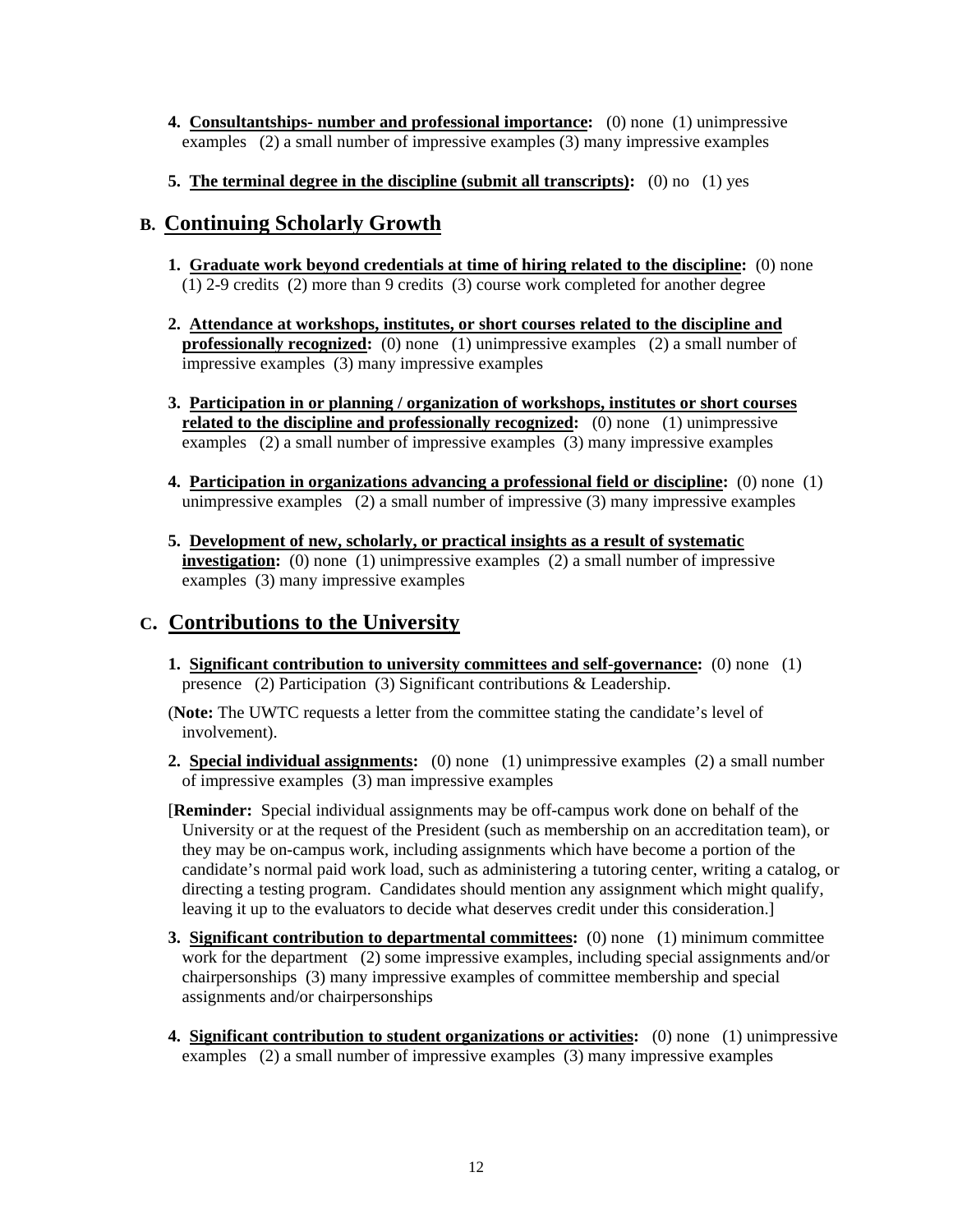4. **Consultantships- number and professional importance:** (0) none (1) unimpressive examples (2) a small number of impressive examples (3) many impressive examples

5. **The terminal degree in the discipline (submit all transcripts):** (0) no (1) yes

## B. Continuing Scholarly Growth

1. **Graduate work beyond credentials at time of hiring related to the discipline:** (0) none (1) 2-9 credits (2) more than 9 credits (3) course work completed for another degree

2. **Attendance at workshops, institutes, or short courses related to the discipline and professionally recognized:** (0) none (1) unimpressive examples (2) a small number of impressive examples (3) many impressive examples

3. **Participation in or planning / organization of workshops, institutes or short courses related to the discipline and professionally recognized:** (0) none (1) unimpressive examples (2) a small number of impressive examples (3) many impressive examples

4. **Participation in organizations advancing a professional field or discipline:** (0) none (1) unimpressive examples (2) a small number of impressive (3) many impressive examples

5. **Development of new, scholarly, or practical insights as a result of systematic investigation:** (0) none (1) unimpressive examples (2) a small number of impressive examples (3) many impressive examples

## C. Contributions to the University

1. **Significant contribution to university committees and self-governance:** (0) none (1) presence (2) Participation (3) Significant contributions & Leadership.

(**Note:** The UWTC requests a letter from the committee stating the candidate's level of involvement).

2. **Special individual assignments:** (0) none (1) unimpressive examples (2) a small number of impressive examples (3) man impressive examples

[**Reminder:** Special individual assignments may be off-campus work done on behalf of the University or at the request of the President (such as membership on an accreditation team), or they may be on-campus work, including assignments which have become a portion of the candidate's normal paid work load, such as administering a tutoring center, writing a catalog, or directing a testing program. Candidates should mention any assignment which might qualify, leaving it up to the evaluators to decide what deserves credit under this consideration.]

3. **Significant contribution to departmental committees:** (0) none (1) minimum committee work for the department (2) some impressive examples, including special assignments and/or chairpersonships (3) many impressive examples of committee membership and special assignments and/or chairpersonships

4. **Significant contribution to student organizations or activities:** (0) none (1) unimpressive examples (2) a small number of impressive examples (3) many impressive examples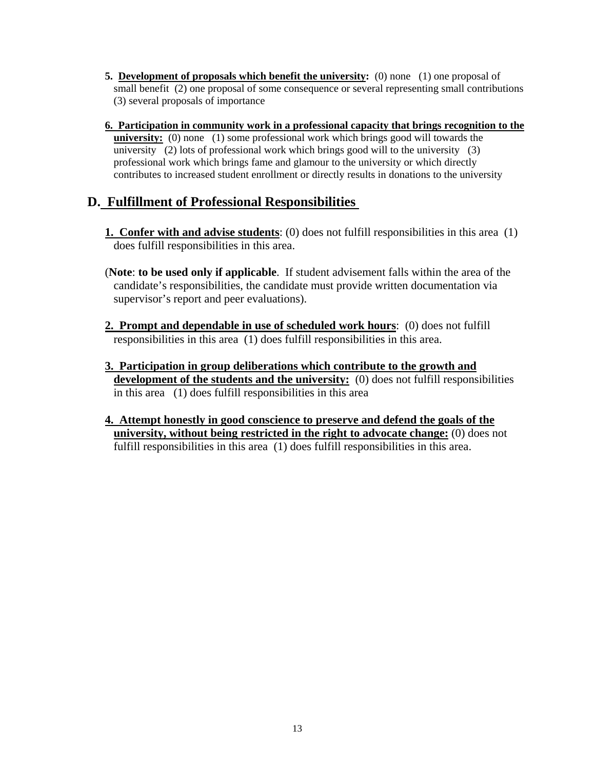**5. Development of proposals which benefit the university:** (0) none (1) one proposal of small benefit (2) one proposal of some consequence or several representing small contributions (3) several proposals of importance

**6. Participation in community work in a professional capacity that brings recognition to the university:** (0) none (1) some professional work which brings good will towards the university (2) lots of professional work which brings good will to the university (3) professional work which brings fame and glamour to the university or which directly contributes to increased student enrollment or directly results in donations to the university

## D. Fulfillment of Professional Responsibilities

**1. Confer with and advise students**: (0) does not fulfill responsibilities in this area (1) does fulfill responsibilities in this area.

(**Note**: **to be used only if applicable**. If student advisement falls within the area of the candidate's responsibilities, the candidate must provide written documentation via supervisor's report and peer evaluations).

**2. Prompt and dependable in use of scheduled work hours**: (0) does not fulfill responsibilities in this area (1) does fulfill responsibilities in this area.

**3. Participation in group deliberations which contribute to the growth and development of the students and the university:** (0) does not fulfill responsibilities in this area (1) does fulfill responsibilities in this area

**4. Attempt honestly in good conscience to preserve and defend the goals of the university, without being restricted in the right to advocate change:** (0) does not fulfill responsibilities in this area (1) does fulfill responsibilities in this area.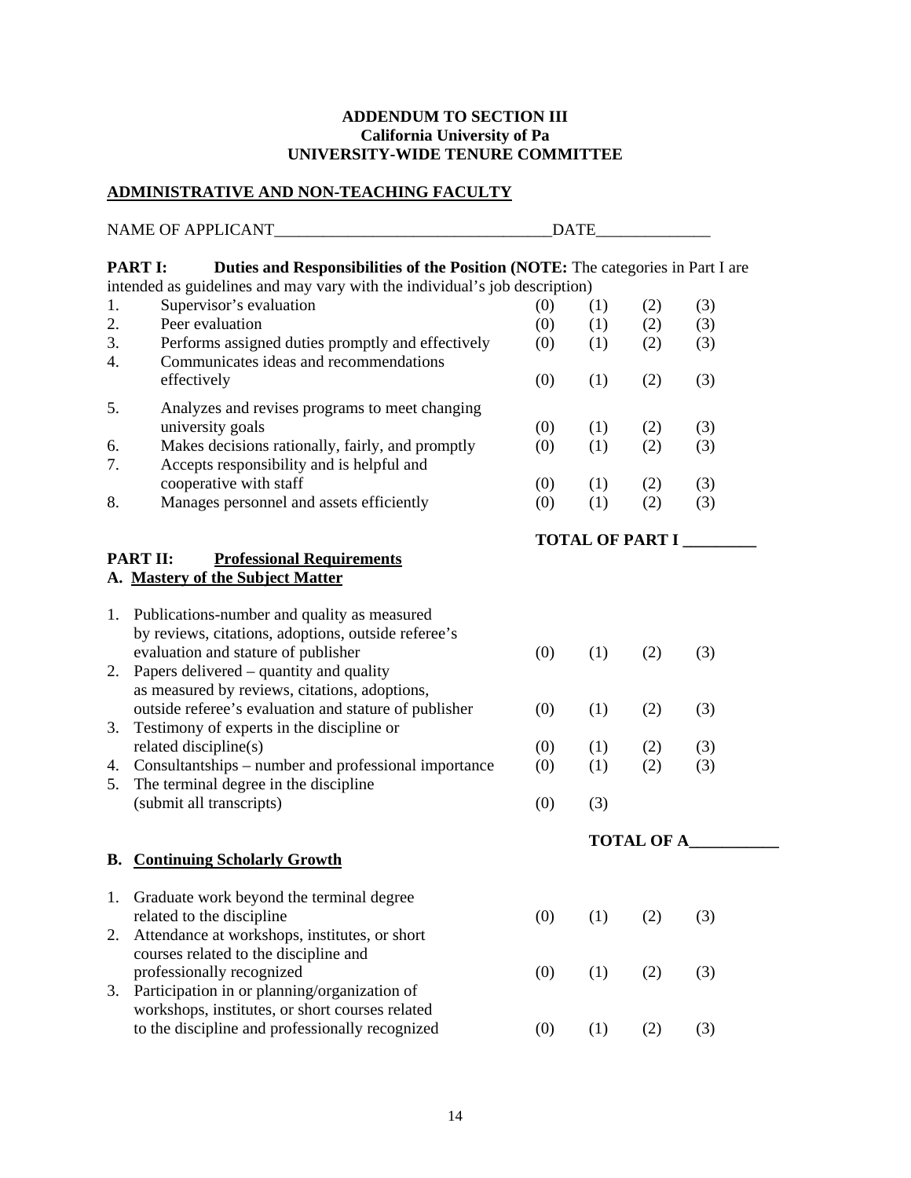**ADDENDUM TO SECTION III**
**California University of Pa**
**UNIVERSITY-WIDE TENURE COMMITTEE**

**ADMINISTRATIVE AND NON-TEACHING FACULTY**

NAME OF APPLICANT_________________________________DATE_____________

**PART I: Duties and Responsibilities of the Position (NOTE:** The categories in Part I are intended as guidelines and may vary with the individual's job description)

| | | | | | |
|---|---|---|---|---|---|
| 1. | Supervisor's evaluation | (0) | (1) | (2) | (3) |
| 2. | Peer evaluation | (0) | (1) | (2) | (3) |
| 3. | Performs assigned duties promptly and effectively | (0) | (1) | (2) | (3) |
| 4. | Communicates ideas and recommendations effectively | (0) | (1) | (2) | (3) |
| 5. | Analyzes and revises programs to meet changing university goals | (0) | (1) | (2) | (3) |
| 6. | Makes decisions rationally, fairly, and promptly | (0) | (1) | (2) | (3) |
| 7. | Accepts responsibility and is helpful and cooperative with staff | (0) | (1) | (2) | (3) |
| 8. | Manages personnel and assets efficiently | (0) | (1) | (2) | (3) |

**TOTAL OF PART I _________**

**PART II: Professional Requirements**

**A. Mastery of the Subject Matter**

| | | | | | |
|---|---|---|---|---|---|
| 1. | Publications-number and quality as measured by reviews, citations, adoptions, outside referee's evaluation and stature of publisher | (0) | (1) | (2) | (3) |
| 2. | Papers delivered – quantity and quality as measured by reviews, citations, adoptions, outside referee's evaluation and stature of publisher | (0) | (1) | (2) | (3) |
| 3. | Testimony of experts in the discipline or related discipline(s) | (0) | (1) | (2) | (3) |
| 4. | Consultantships – number and professional importance | (0) | (1) | (2) | (3) |
| 5. | The terminal degree in the discipline (submit all transcripts) | (0) | (3) | | |

**TOTAL OF A___________**

**B. Continuing Scholarly Growth**

| | | | | | |
|---|---|---|---|---|---|
| 1. | Graduate work beyond the terminal degree related to the discipline | (0) | (1) | (2) | (3) |
| 2. | Attendance at workshops, institutes, or short courses related to the discipline and professionally recognized | (0) | (1) | (2) | (3) |
| 3. | Participation in or planning/organization of workshops, institutes, or short courses related to the discipline and professionally recognized | (0) | (1) | (2) | (3) |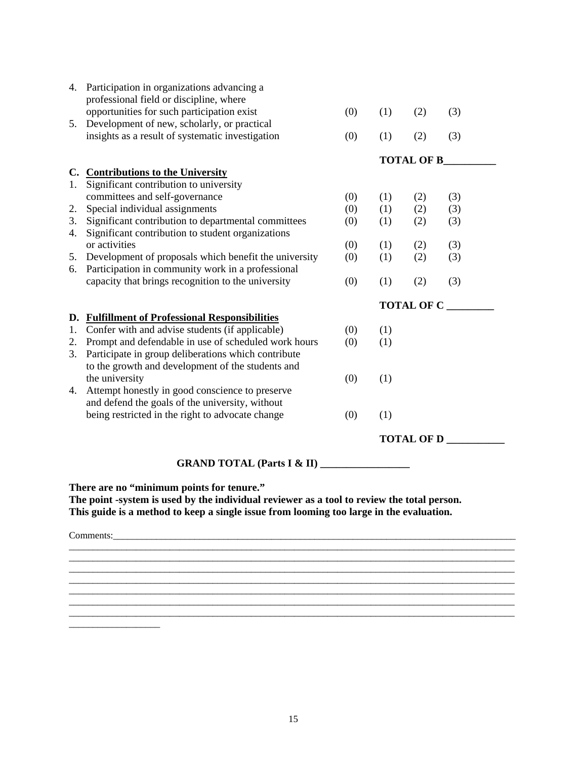| | | | | | |
|---|---|---|---|---|---|
| 4. | Participation in organizations advancing a professional field or discipline, where opportunities for such participation exist | (0) | (1) | (2) | (3) |
| 5. | Development of new, scholarly, or practical insights as a result of systematic investigation | (0) | (1) | (2) | (3) |

**TOTAL OF B__________**

**C. Contributions to the University**

| | | | | | |
|---|---|---|---|---|---|
| 1. | Significant contribution to university committees and self-governance | (0) | (1) | (2) | (3) |
| 2. | Special individual assignments | (0) | (1) | (2) | (3) |
| 3. | Significant contribution to departmental committees | (0) | (1) | (2) | (3) |
| 4. | Significant contribution to student organizations or activities | (0) | (1) | (2) | (3) |
| 5. | Development of proposals which benefit the university | (0) | (1) | (2) | (3) |
| 6. | Participation in community work in a professional capacity that brings recognition to the university | (0) | (1) | (2) | (3) |

**TOTAL OF C _________**

**D. Fulfillment of Professional Responsibilities**

| | | | |
|---|---|---|---|
| 1. | Confer with and advise students (if applicable) | (0) | (1) |
| 2. | Prompt and defendable in use of scheduled work hours | (0) | (1) |
| 3. | Participate in group deliberations which contribute to the growth and development of the students and the university | (0) | (1) |
| 4. | Attempt honestly in good conscience to preserve and defend the goals of the university, without being restricted in the right to advocate change | (0) | (1) |

**TOTAL OF D ___________**

**GRAND TOTAL (Parts I & II) _________________**

**There are no "minimum points for tenure."**
**The point -system is used by the individual reviewer as a tool to review the total person.**
**This guide is a method to keep a single issue from looming too large in the evaluation.**

Comments:_____________________________________________________________________________________
_____________________________________________________________________________________________
_____________________________________________________________________________________________
_____________________________________________________________________________________________
_____________________________________________________________________________________________
_____________________________________________________________________________________________
_____________________________________________________________________________________________
_____________________________________________________________________________________________
__________________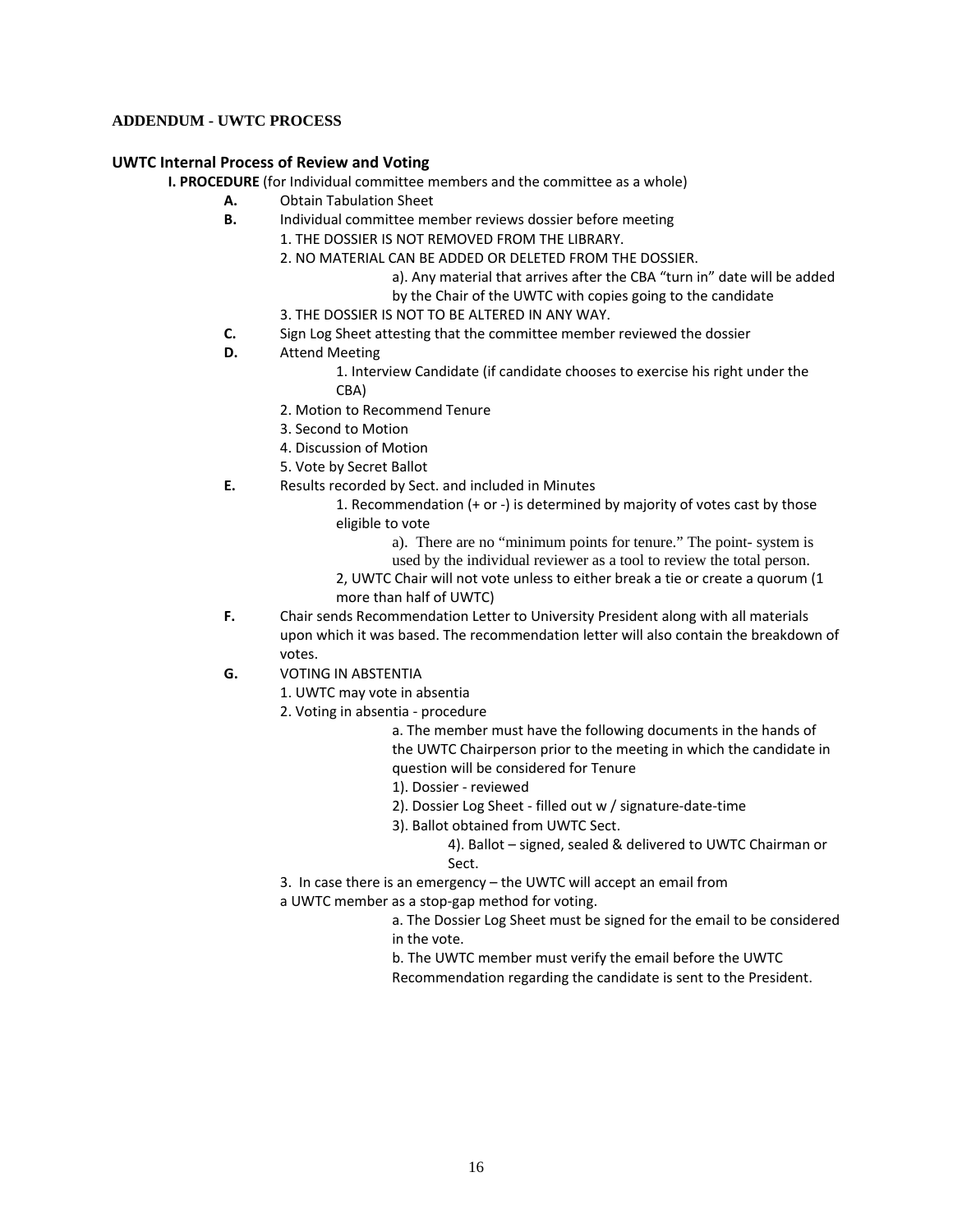**ADDENDUM - UWTC PROCESS**

### UWTC Internal Process of Review and Voting

**I. PROCEDURE** (for Individual committee members and the committee as a whole)

- **A.** Obtain Tabulation Sheet
- **B.** Individual committee member reviews dossier before meeting
  1. THE DOSSIER IS NOT REMOVED FROM THE LIBRARY.
  2. NO MATERIAL CAN BE ADDED OR DELETED FROM THE DOSSIER.
     - a). Any material that arrives after the CBA "turn in" date will be added by the Chair of the UWTC with copies going to the candidate
  3. THE DOSSIER IS NOT TO BE ALTERED IN ANY WAY.
- **C.** Sign Log Sheet attesting that the committee member reviewed the dossier
- **D.** Attend Meeting
  1. Interview Candidate (if candidate chooses to exercise his right under the CBA)
  2. Motion to Recommend Tenure
  3. Second to Motion
  4. Discussion of Motion
  5. Vote by Secret Ballot
- **E.** Results recorded by Sect. and included in Minutes
  1. Recommendation (+ or -) is determined by majority of votes cast by those eligible to vote
     - a). There are no "minimum points for tenure." The point- system is used by the individual reviewer as a tool to review the total person.
  
  2, UWTC Chair will not vote unless to either break a tie or create a quorum (1 more than half of UWTC)
- **F.** Chair sends Recommendation Letter to University President along with all materials upon which it was based. The recommendation letter will also contain the breakdown of votes.
- **G.** VOTING IN ABSTENTIA
  1. UWTC may vote in absentia
  2. Voting in absentia - procedure
     - a. The member must have the following documents in the hands of the UWTC Chairperson prior to the meeting in which the candidate in question will be considered for Tenure
       - 1). Dossier - reviewed
       - 2). Dossier Log Sheet - filled out w / signature-date-time
       - 3). Ballot obtained from UWTC Sect.
       - 4). Ballot – signed, sealed & delivered to UWTC Chairman or Sect.
  3. In case there is an emergency – the UWTC will accept an email from a UWTC member as a stop-gap method for voting.
     - a. The Dossier Log Sheet must be signed for the email to be considered in the vote.
     - b. The UWTC member must verify the email before the UWTC Recommendation regarding the candidate is sent to the President.